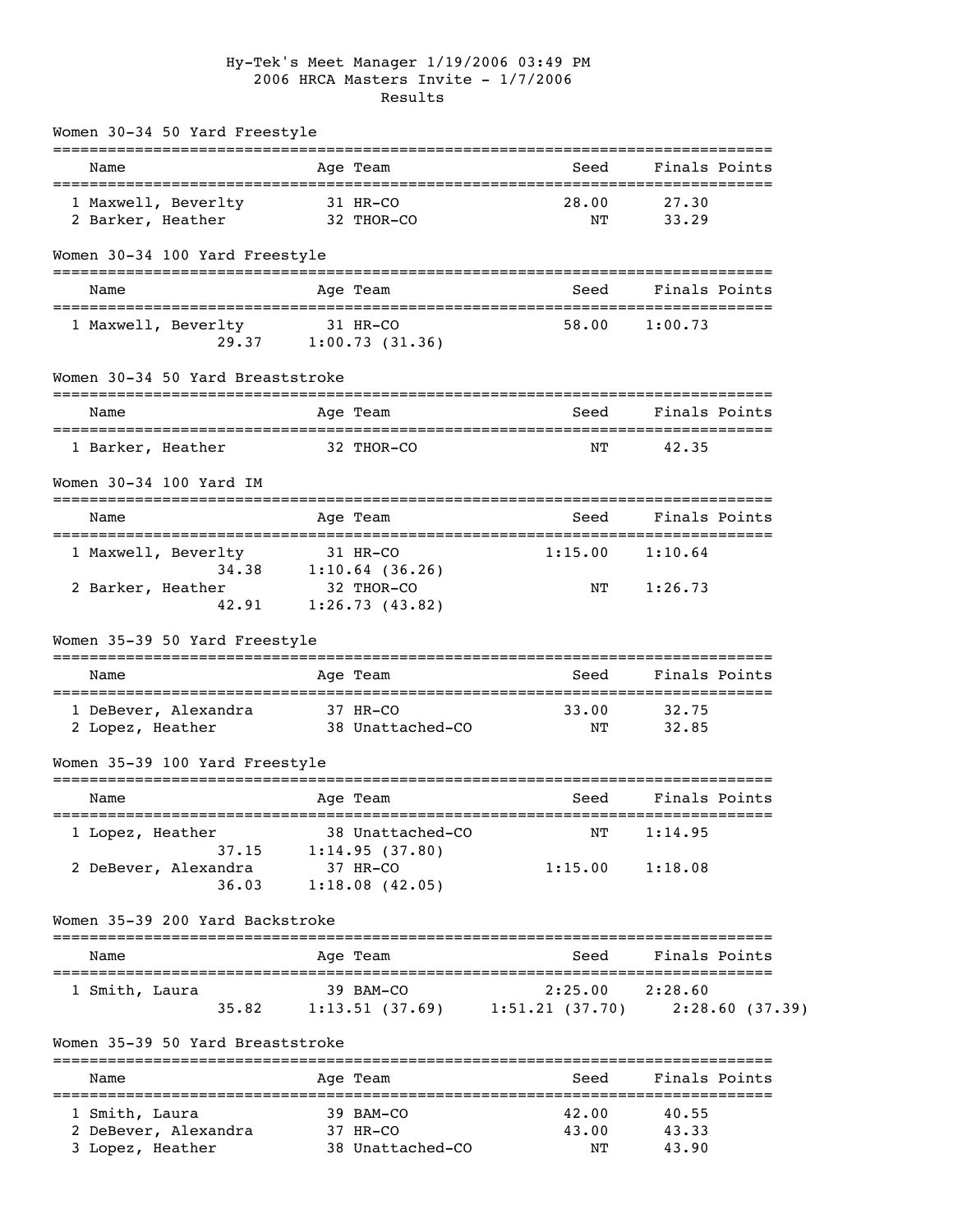Hy-Tek's Meet Manager 1/19/2006 03:49 PM

2006 HRCA Masters Invite - 1/7/2006

Results

## Women 30-34 50 Yard Freestyle

| | Name | Age | Team | Seed | Finals | Points |
|---|---|---|---|---|---|---|
| 1 | Maxwell, Beverlty | 31 | HR-CO | 28.00 | 27.30 | |
| 2 | Barker, Heather | 32 | THOR-CO | NT | 33.29 | |

## Women 30-34 100 Yard Freestyle

| | Name | Age | Team | Seed | Finals | Points |
|---|---|---|---|---|---|---|
| 1 | Maxwell, Beverlty | 31 | HR-CO | 58.00 | 1:00.73 | |
| | 29.37 | | 1:00.73 (31.36) | | | |

## Women 30-34 50 Yard Breaststroke

| | Name | Age | Team | Seed | Finals | Points |
|---|---|---|---|---|---|---|
| 1 | Barker, Heather | 32 | THOR-CO | NT | 42.35 | |

## Women 30-34 100 Yard IM

| | Name | Age | Team | Seed | Finals | Points |
|---|---|---|---|---|---|---|
| 1 | Maxwell, Beverlty | 31 | HR-CO | 1:15.00 | 1:10.64 | |
| | 34.38 | | 1:10.64 (36.26) | | | |
| 2 | Barker, Heather | 32 | THOR-CO | NT | 1:26.73 | |
| | 42.91 | | 1:26.73 (43.82) | | | |

## Women 35-39 50 Yard Freestyle

| | Name | Age | Team | Seed | Finals | Points |
|---|---|---|---|---|---|---|
| 1 | DeBever, Alexandra | 37 | HR-CO | 33.00 | 32.75 | |
| 2 | Lopez, Heather | 38 | Unattached-CO | NT | 32.85 | |

## Women 35-39 100 Yard Freestyle

| | Name | Age | Team | Seed | Finals | Points |
|---|---|---|---|---|---|---|
| 1 | Lopez, Heather | 38 | Unattached-CO | NT | 1:14.95 | |
| | 37.15 | | 1:14.95 (37.80) | | | |
| 2 | DeBever, Alexandra | 37 | HR-CO | 1:15.00 | 1:18.08 | |
| | 36.03 | | 1:18.08 (42.05) | | | |

## Women 35-39 200 Yard Backstroke

| | Name | Age | Team | Seed | Finals | Points |
|---|---|---|---|---|---|---|
| 1 | Smith, Laura | 39 | BAM-CO | 2:25.00 | 2:28.60 | |
| | 35.82 | | 1:13.51 (37.69) | 1:51.21 (37.70) | 2:28.60 (37.39) | |

## Women 35-39 50 Yard Breaststroke

| | Name | Age | Team | Seed | Finals | Points |
|---|---|---|---|---|---|---|
| 1 | Smith, Laura | 39 | BAM-CO | 42.00 | 40.55 | |
| 2 | DeBever, Alexandra | 37 | HR-CO | 43.00 | 43.33 | |
| 3 | Lopez, Heather | 38 | Unattached-CO | NT | 43.90 | |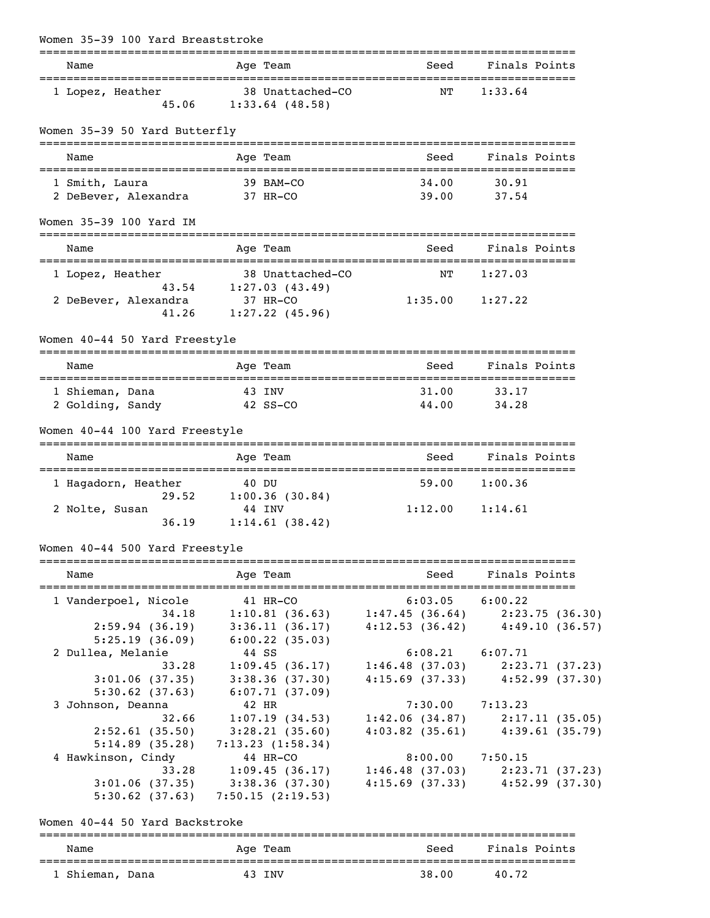## Women 35-39 100 Yard Breaststroke

| Name | Age | Team | Seed | Finals | Points |
|---|---|---|---|---|---|
| 1 Lopez, Heather | 38 | Unattached-CO | NT | 1:33.64 | |
| 45.06 | 1:33.64 (48.58) | | | | |

## Women 35-39 50 Yard Butterfly

| Name | Age | Team | Seed | Finals | Points |
|---|---|---|---|---|---|
| 1 Smith, Laura | 39 | BAM-CO | 34.00 | 30.91 | |
| 2 DeBever, Alexandra | 37 | HR-CO | 39.00 | 37.54 | |

## Women 35-39 100 Yard IM

| Name | Age | Team | Seed | Finals | Points |
|---|---|---|---|---|---|
| 1 Lopez, Heather | 38 | Unattached-CO | NT | 1:27.03 | |
| 43.54 | 1:27.03 (43.49) | | | | |
| 2 DeBever, Alexandra | 37 | HR-CO | 1:35.00 | 1:27.22 | |
| 41.26 | 1:27.22 (45.96) | | | | |

## Women 40-44 50 Yard Freestyle

| Name | Age | Team | Seed | Finals | Points |
|---|---|---|---|---|---|
| 1 Shieman, Dana | 43 | INV | 31.00 | 33.17 | |
| 2 Golding, Sandy | 42 | SS-CO | 44.00 | 34.28 | |

## Women 40-44 100 Yard Freestyle

| Name | Age | Team | Seed | Finals | Points |
|---|---|---|---|---|---|
| 1 Hagadorn, Heather | 40 | DU | 59.00 | 1:00.36 | |
| 29.52 | 1:00.36 (30.84) | | | | |
| 2 Nolte, Susan | 44 | INV | 1:12.00 | 1:14.61 | |
| 36.19 | 1:14.61 (38.42) | | | | |

## Women 40-44 500 Yard Freestyle

| Name | Age | Team | Seed | Finals | Points |
|---|---|---|---|---|---|
| 1 Vanderpoel, Nicole | 41 | HR-CO | 6:03.05 | 6:00.22 | |
| 34.18 | 1:10.81 (36.63) | 1:47.45 (36.64) | 2:23.75 (36.30) | | |
| 2:59.94 (36.19) | 3:36.11 (36.17) | 4:12.53 (36.42) | 4:49.10 (36.57) | | |
| 5:25.19 (36.09) | 6:00.22 (35.03) | | | | |
| 2 Dullea, Melanie | 44 | SS | 6:08.21 | 6:07.71 | |
| 33.28 | 1:09.45 (36.17) | 1:46.48 (37.03) | 2:23.71 (37.23) | | |
| 3:01.06 (37.35) | 3:38.36 (37.30) | 4:15.69 (37.33) | 4:52.99 (37.30) | | |
| 5:30.62 (37.63) | 6:07.71 (37.09) | | | | |
| 3 Johnson, Deanna | 42 | HR | 7:30.00 | 7:13.23 | |
| 32.66 | 1:07.19 (34.53) | 1:42.06 (34.87) | 2:17.11 (35.05) | | |
| 2:52.61 (35.50) | 3:28.21 (35.60) | 4:03.82 (35.61) | 4:39.61 (35.79) | | |
| 5:14.89 (35.28) | 7:13.23 (1:58.34) | | | | |
| 4 Hawkinson, Cindy | 44 | HR-CO | 8:00.00 | 7:50.15 | |
| 33.28 | 1:09.45 (36.17) | 1:46.48 (37.03) | 2:23.71 (37.23) | | |
| 3:01.06 (37.35) | 3:38.36 (37.30) | 4:15.69 (37.33) | 4:52.99 (37.30) | | |
| 5:30.62 (37.63) | 7:50.15 (2:19.53) | | | | |

## Women 40-44 50 Yard Backstroke

| Name | Age | Team | Seed | Finals | Points |
|---|---|---|---|---|---|
| 1 Shieman, Dana | 43 | INV | 38.00 | 40.72 | |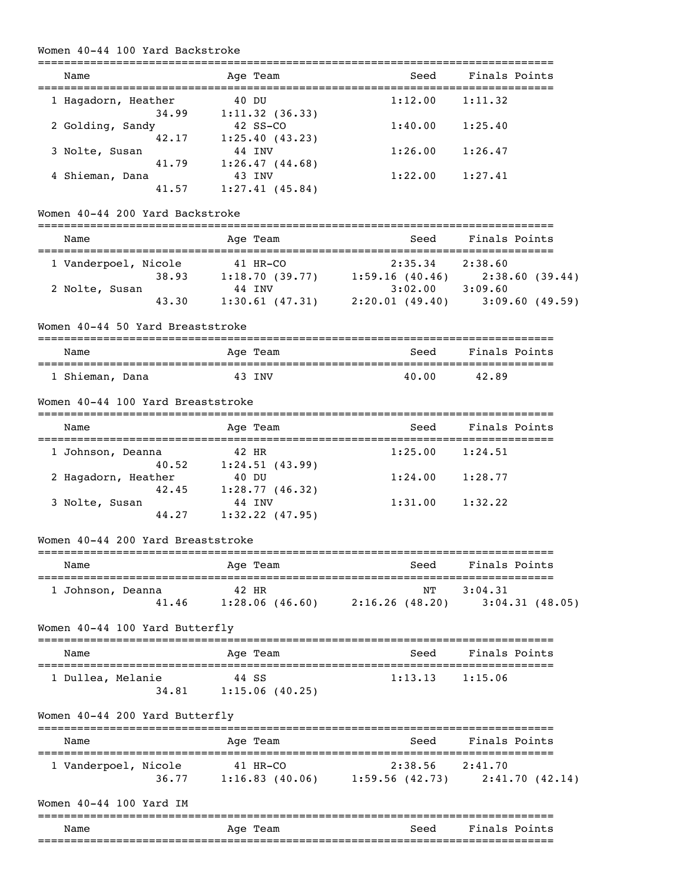## Women 40-44 100 Yard Backstroke

| Name | Age | Team | Seed | Finals | Points |
|---|---|---|---|---|---|
| 1 Hagadorn, Heather | 40 | DU | 1:12.00 | 1:11.32 | |
| 34.99 | 1:11.32 (36.33) | | | | |
| 2 Golding, Sandy | 42 | SS-CO | 1:40.00 | 1:25.40 | |
| 42.17 | 1:25.40 (43.23) | | | | |
| 3 Nolte, Susan | 44 | INV | 1:26.00 | 1:26.47 | |
| 41.79 | 1:26.47 (44.68) | | | | |
| 4 Shieman, Dana | 43 | INV | 1:22.00 | 1:27.41 | |
| 41.57 | 1:27.41 (45.84) | | | | |

## Women 40-44 200 Yard Backstroke

| Name | Age | Team | Seed | Finals | Points |
|---|---|---|---|---|---|
| 1 Vanderpoel, Nicole | 41 | HR-CO | 2:35.34 | 2:38.60 | |
| 38.93 | 1:18.70 (39.77) | 1:59.16 (40.46) | 2:38.60 (39.44) | | |
| 2 Nolte, Susan | 44 | INV | 3:02.00 | 3:09.60 | |
| 43.30 | 1:30.61 (47.31) | 2:20.01 (49.40) | 3:09.60 (49.59) | | |

## Women 40-44 50 Yard Breaststroke

| Name | Age | Team | Seed | Finals | Points |
|---|---|---|---|---|---|
| 1 Shieman, Dana | 43 | INV | 40.00 | 42.89 | |

## Women 40-44 100 Yard Breaststroke

| Name | Age | Team | Seed | Finals | Points |
|---|---|---|---|---|---|
| 1 Johnson, Deanna | 42 | HR | 1:25.00 | 1:24.51 | |
| 40.52 | 1:24.51 (43.99) | | | | |
| 2 Hagadorn, Heather | 40 | DU | 1:24.00 | 1:28.77 | |
| 42.45 | 1:28.77 (46.32) | | | | |
| 3 Nolte, Susan | 44 | INV | 1:31.00 | 1:32.22 | |
| 44.27 | 1:32.22 (47.95) | | | | |

## Women 40-44 200 Yard Breaststroke

| Name | Age | Team | Seed | Finals | Points |
|---|---|---|---|---|---|
| 1 Johnson, Deanna | 42 | HR | NT | 3:04.31 | |
| 41.46 | 1:28.06 (46.60) | 2:16.26 (48.20) | 3:04.31 (48.05) | | |

## Women 40-44 100 Yard Butterfly

| Name | Age | Team | Seed | Finals | Points |
|---|---|---|---|---|---|
| 1 Dullea, Melanie | 44 | SS | 1:13.13 | 1:15.06 | |
| 34.81 | 1:15.06 (40.25) | | | | |

## Women 40-44 200 Yard Butterfly

| Name | Age | Team | Seed | Finals | Points |
|---|---|---|---|---|---|
| 1 Vanderpoel, Nicole | 41 | HR-CO | 2:38.56 | 2:41.70 | |
| 36.77 | 1:16.83 (40.06) | 1:59.56 (42.73) | 2:41.70 (42.14) | | |

## Women 40-44 100 Yard IM

| Name | Age | Team | Seed | Finals | Points |
|---|---|---|---|---|---|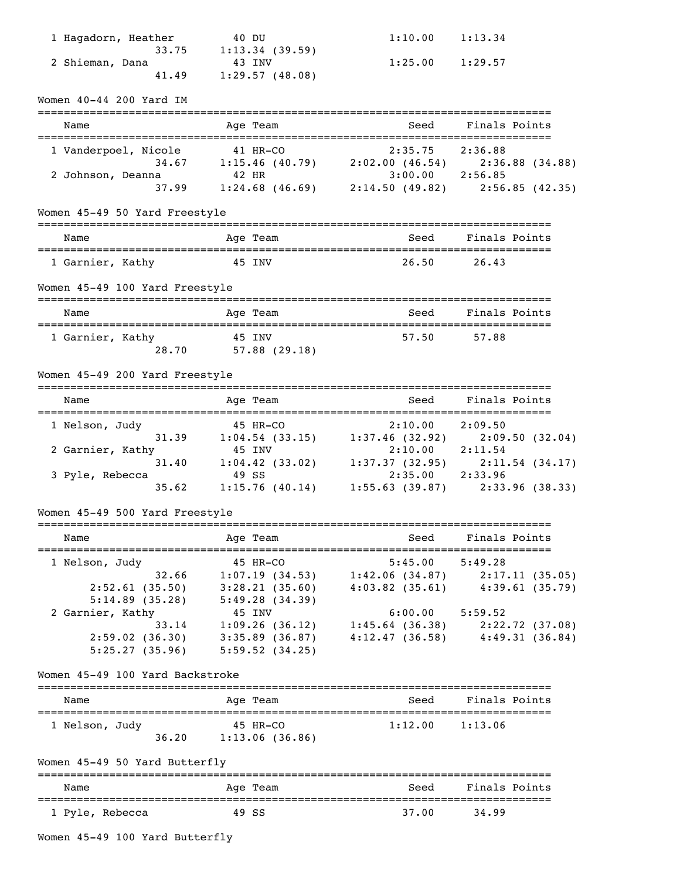| Name | Age | Team | Seed | Finals | Points |
|---|---|---|---|---|---|
| 1 Hagadorn, Heather | 40 | DU | 1:10.00 | 1:13.34 | |
| 33.75 | 1:13.34 (39.59) | | | | |
| 2 Shieman, Dana | 43 | INV | 1:25.00 | 1:29.57 | |
| 41.49 | 1:29.57 (48.08) | | | | |

## Women 40-44 200 Yard IM

| Name | Age | Team | Seed | Finals | Points |
|---|---|---|---|---|---|
| 1 Vanderpoel, Nicole | 41 | HR-CO | 2:35.75 | 2:36.88 | |
| 34.67 | 1:15.46 (40.79) | 2:02.00 (46.54) | 2:36.88 (34.88) | | |
| 2 Johnson, Deanna | 42 | HR | 3:00.00 | 2:56.85 | |
| 37.99 | 1:24.68 (46.69) | 2:14.50 (49.82) | 2:56.85 (42.35) | | |

## Women 45-49 50 Yard Freestyle

| Name | Age | Team | Seed | Finals | Points |
|---|---|---|---|---|---|
| 1 Garnier, Kathy | 45 | INV | 26.50 | 26.43 | |

## Women 45-49 100 Yard Freestyle

| Name | Age | Team | Seed | Finals | Points |
|---|---|---|---|---|---|
| 1 Garnier, Kathy | 45 | INV | 57.50 | 57.88 | |
| 28.70 | 57.88 (29.18) | | | | |

## Women 45-49 200 Yard Freestyle

| Name | Age | Team | Seed | Finals | Points |
|---|---|---|---|---|---|
| 1 Nelson, Judy | 45 | HR-CO | 2:10.00 | 2:09.50 | |
| 31.39 | 1:04.54 (33.15) | 1:37.46 (32.92) | 2:09.50 (32.04) | | |
| 2 Garnier, Kathy | 45 | INV | 2:10.00 | 2:11.54 | |
| 31.40 | 1:04.42 (33.02) | 1:37.37 (32.95) | 2:11.54 (34.17) | | |
| 3 Pyle, Rebecca | 49 | SS | 2:35.00 | 2:33.96 | |
| 35.62 | 1:15.76 (40.14) | 1:55.63 (39.87) | 2:33.96 (38.33) | | |

## Women 45-49 500 Yard Freestyle

| Name | Age | Team | Seed | Finals | Points |
|---|---|---|---|---|---|
| 1 Nelson, Judy | 45 | HR-CO | 5:45.00 | 5:49.28 | |
| 32.66 | 1:07.19 (34.53) | 1:42.06 (34.87) | 2:17.11 (35.05) | | |
| 2:52.61 (35.50) | 3:28.21 (35.60) | 4:03.82 (35.61) | 4:39.61 (35.79) | | |
| 5:14.89 (35.28) | 5:49.28 (34.39) | | | | |
| 2 Garnier, Kathy | 45 | INV | 6:00.00 | 5:59.52 | |
| 33.14 | 1:09.26 (36.12) | 1:45.64 (36.38) | 2:22.72 (37.08) | | |
| 2:59.02 (36.30) | 3:35.89 (36.87) | 4:12.47 (36.58) | 4:49.31 (36.84) | | |
| 5:25.27 (35.96) | 5:59.52 (34.25) | | | | |

## Women 45-49 100 Yard Backstroke

| Name | Age | Team | Seed | Finals | Points |
|---|---|---|---|---|---|
| 1 Nelson, Judy | 45 | HR-CO | 1:12.00 | 1:13.06 | |
| 36.20 | 1:13.06 (36.86) | | | | |

## Women 45-49 50 Yard Butterfly

| Name | Age | Team | Seed | Finals | Points |
|---|---|---|---|---|---|
| 1 Pyle, Rebecca | 49 | SS | 37.00 | 34.99 | |

## Women 45-49 100 Yard Butterfly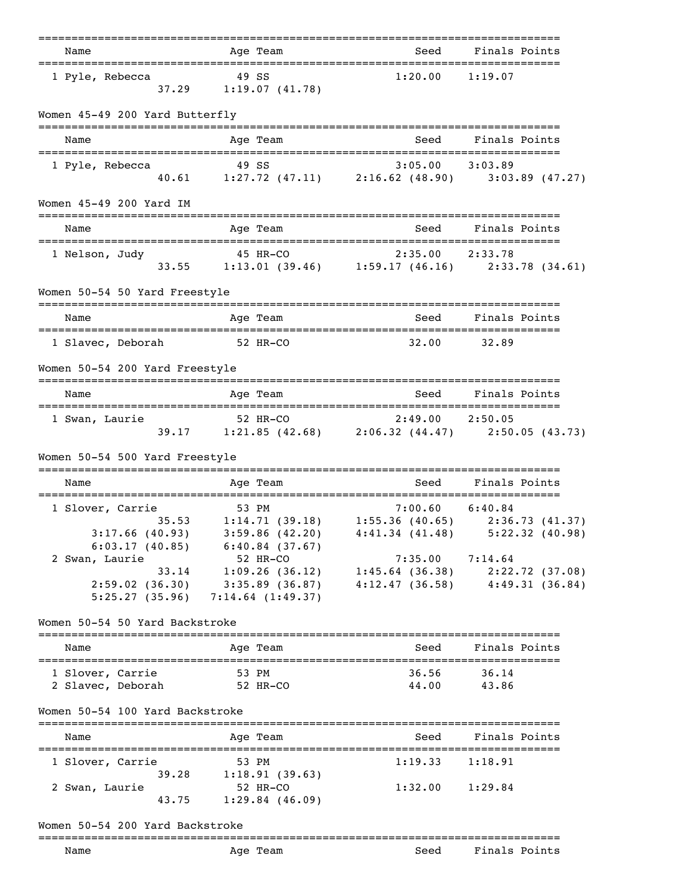| Name | Age | Team | Seed | Finals | Points |
|---|---|---|---|---|---|
| 1 Pyle, Rebecca | 49 | SS | 1:20.00 | 1:19.07 | |

37.29 1:19.07 (41.78)

### Women 45-49 200 Yard Butterfly

| Name | Age | Team | Seed | Finals | Points |
|---|---|---|---|---|---|
| 1 Pyle, Rebecca | 49 | SS | 3:05.00 | 3:03.89 | |

40.61 1:27.72 (47.11) 2:16.62 (48.90) 3:03.89 (47.27)

### Women 45-49 200 Yard IM

| Name | Age | Team | Seed | Finals | Points |
|---|---|---|---|---|---|
| 1 Nelson, Judy | 45 | HR-CO | 2:35.00 | 2:33.78 | |

33.55 1:13.01 (39.46) 1:59.17 (46.16) 2:33.78 (34.61)

### Women 50-54 50 Yard Freestyle

| Name | Age | Team | Seed | Finals | Points |
|---|---|---|---|---|---|
| 1 Slavec, Deborah | 52 | HR-CO | 32.00 | 32.89 | |

### Women 50-54 200 Yard Freestyle

| Name | Age | Team | Seed | Finals | Points |
|---|---|---|---|---|---|
| 1 Swan, Laurie | 52 | HR-CO | 2:49.00 | 2:50.05 | |

39.17 1:21.85 (42.68) 2:06.32 (44.47) 2:50.05 (43.73)

### Women 50-54 500 Yard Freestyle

| Name | Age | Team | Seed | Finals | Points |
|---|---|---|---|---|---|
| 1 Slover, Carrie | 53 | PM | 7:00.60 | 6:40.84 | |

35.53 1:14.71 (39.18) 1:55.36 (40.65) 2:36.73 (41.37)
3:17.66 (40.93) 3:59.86 (42.20) 4:41.34 (41.48) 5:22.32 (40.98)
6:03.17 (40.85) 6:40.84 (37.67)

| Name | Age | Team | Seed | Finals | Points |
|---|---|---|---|---|---|
| 2 Swan, Laurie | 52 | HR-CO | 7:35.00 | 7:14.64 | |

33.14 1:09.26 (36.12) 1:45.64 (36.38) 2:22.72 (37.08)
2:59.02 (36.30) 3:35.89 (36.87) 4:12.47 (36.58) 4:49.31 (36.84)
5:25.27 (35.96) 7:14.64 (1:49.37)

### Women 50-54 50 Yard Backstroke

| Name | Age | Team | Seed | Finals | Points |
|---|---|---|---|---|---|
| 1 Slover, Carrie | 53 | PM | 36.56 | 36.14 | |
| 2 Slavec, Deborah | 52 | HR-CO | 44.00 | 43.86 | |

### Women 50-54 100 Yard Backstroke

| Name | Age | Team | Seed | Finals | Points |
|---|---|---|---|---|---|
| 1 Slover, Carrie | 53 | PM | 1:19.33 | 1:18.91 | |

39.28 1:18.91 (39.63)

| Name | Age | Team | Seed | Finals | Points |
|---|---|---|---|---|---|
| 2 Swan, Laurie | 52 | HR-CO | 1:32.00 | 1:29.84 | |

43.75 1:29.84 (46.09)

### Women 50-54 200 Yard Backstroke

| Name | Age | Team | Seed | Finals | Points |
|---|---|---|---|---|---|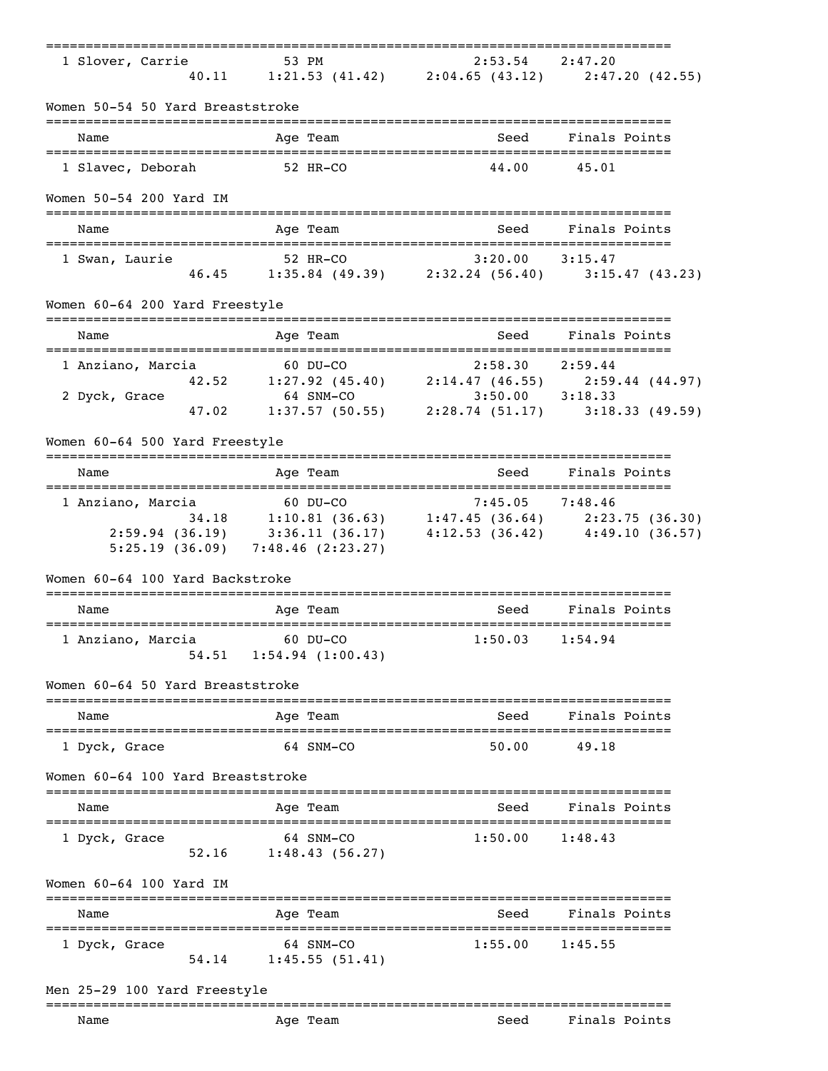```
===============================================================================
  1 Slover, Carrie          53 PM                     2:53.54    2:47.20
              40.11     1:21.53 (41.42)     2:04.65 (43.12)     2:47.20 (42.55)
```

Women 50-54 50 Yard Breaststroke

```
===============================================================================
    Name                    Age Team                    Seed    Finals Points
===============================================================================
  1 Slavec, Deborah         52 HR-CO                   44.00      45.01
```

Women 50-54 200 Yard IM

```
===============================================================================
    Name                    Age Team                    Seed    Finals Points
===============================================================================
  1 Swan, Laurie            52 HR-CO                 3:20.00    3:15.47
              46.45     1:35.84 (49.39)     2:32.24 (56.40)     3:15.47 (43.23)
```

Women 60-64 200 Yard Freestyle

```
===============================================================================
    Name                    Age Team                    Seed    Finals Points
===============================================================================
  1 Anziano, Marcia         60 DU-CO                 2:58.30    2:59.44
              42.52     1:27.92 (45.40)     2:14.47 (46.55)     2:59.44 (44.97)
  2 Dyck, Grace             64 SNM-CO                3:50.00    3:18.33
              47.02     1:37.57 (50.55)     2:28.74 (51.17)     3:18.33 (49.59)
```

Women 60-64 500 Yard Freestyle

```
===============================================================================
    Name                    Age Team                    Seed    Finals Points
===============================================================================
  1 Anziano, Marcia         60 DU-CO                 7:45.05    7:48.46
              34.18     1:10.81 (36.63)     1:47.45 (36.64)     2:23.75 (36.30)
        2:59.94 (36.19)     3:36.11 (36.17)     4:12.53 (36.42)     4:49.10 (36.57)
        5:25.19 (36.09)     7:48.46 (2:23.27)
```

Women 60-64 100 Yard Backstroke

```
===============================================================================
    Name                    Age Team                    Seed    Finals Points
===============================================================================
  1 Anziano, Marcia         60 DU-CO                 1:50.03    1:54.94
              54.51     1:54.94 (1:00.43)
```

Women 60-64 50 Yard Breaststroke

```
===============================================================================
    Name                    Age Team                    Seed    Finals Points
===============================================================================
  1 Dyck, Grace             64 SNM-CO                  50.00      49.18
```

Women 60-64 100 Yard Breaststroke

```
===============================================================================
    Name                    Age Team                    Seed    Finals Points
===============================================================================
  1 Dyck, Grace             64 SNM-CO                1:50.00    1:48.43
              52.16     1:48.43 (56.27)
```

Women 60-64 100 Yard IM

```
===============================================================================
    Name                    Age Team                    Seed    Finals Points
===============================================================================
  1 Dyck, Grace             64 SNM-CO                1:55.00    1:45.55
              54.14     1:45.55 (51.41)
```

Men 25-29 100 Yard Freestyle

```
===============================================================================
    Name                    Age Team                    Seed    Finals Points
```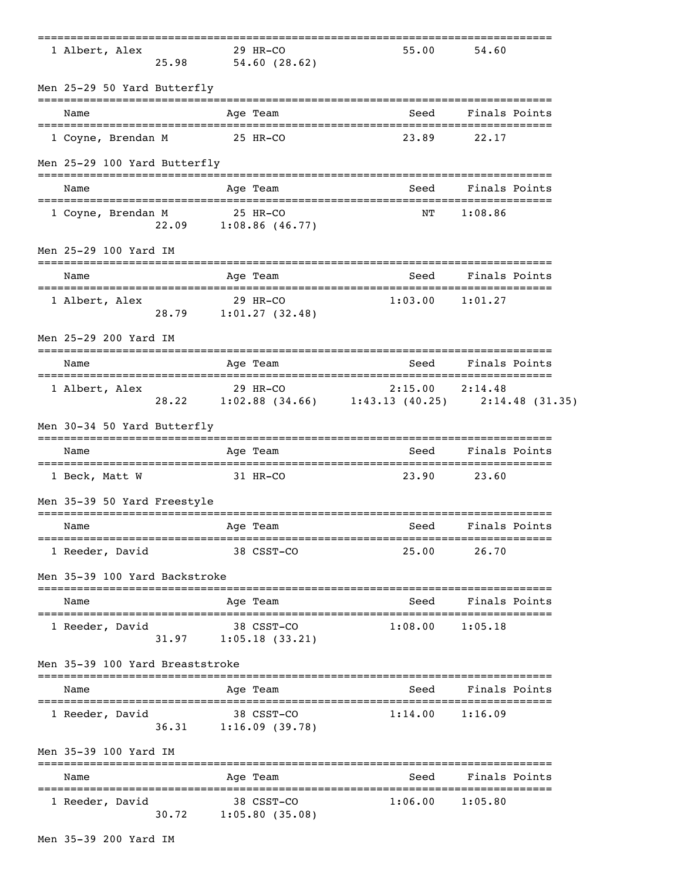| | | | | | |
|---|---|---|---|---|---|
| 1 Albert, Alex | 29 | HR-CO | 55.00 | 54.60 | |
| 25.98 | 54.60 (28.62) | | | | |

## Men 25-29 50 Yard Butterfly

| Name | Age | Team | Seed | Finals | Points |
|---|---|---|---|---|---|
| 1 Coyne, Brendan M | 25 | HR-CO | 23.89 | 22.17 | |

## Men 25-29 100 Yard Butterfly

| Name | Age | Team | Seed | Finals | Points |
|---|---|---|---|---|---|
| 1 Coyne, Brendan M | 25 | HR-CO | NT | 1:08.86 | |
| 22.09 | 1:08.86 (46.77) | | | | |

## Men 25-29 100 Yard IM

| Name | Age | Team | Seed | Finals | Points |
|---|---|---|---|---|---|
| 1 Albert, Alex | 29 | HR-CO | 1:03.00 | 1:01.27 | |
| 28.79 | 1:01.27 (32.48) | | | | |

## Men 25-29 200 Yard IM

| Name | Age | Team | Seed | Finals | Points |
|---|---|---|---|---|---|
| 1 Albert, Alex | 29 | HR-CO | 2:15.00 | 2:14.48 | |
| 28.22 | 1:02.88 (34.66) | 1:43.13 (40.25) | 2:14.48 (31.35) | | |

## Men 30-34 50 Yard Butterfly

| Name | Age | Team | Seed | Finals | Points |
|---|---|---|---|---|---|
| 1 Beck, Matt W | 31 | HR-CO | 23.90 | 23.60 | |

## Men 35-39 50 Yard Freestyle

| Name | Age | Team | Seed | Finals | Points |
|---|---|---|---|---|---|
| 1 Reeder, David | 38 | CSST-CO | 25.00 | 26.70 | |

## Men 35-39 100 Yard Backstroke

| Name | Age | Team | Seed | Finals | Points |
|---|---|---|---|---|---|
| 1 Reeder, David | 38 | CSST-CO | 1:08.00 | 1:05.18 | |
| 31.97 | 1:05.18 (33.21) | | | | |

## Men 35-39 100 Yard Breaststroke

| Name | Age | Team | Seed | Finals | Points |
|---|---|---|---|---|---|
| 1 Reeder, David | 38 | CSST-CO | 1:14.00 | 1:16.09 | |
| 36.31 | 1:16.09 (39.78) | | | | |

## Men 35-39 100 Yard IM

| Name | Age | Team | Seed | Finals | Points |
|---|---|---|---|---|---|
| 1 Reeder, David | 38 | CSST-CO | 1:06.00 | 1:05.80 | |
| 30.72 | 1:05.80 (35.08) | | | | |

## Men 35-39 200 Yard IM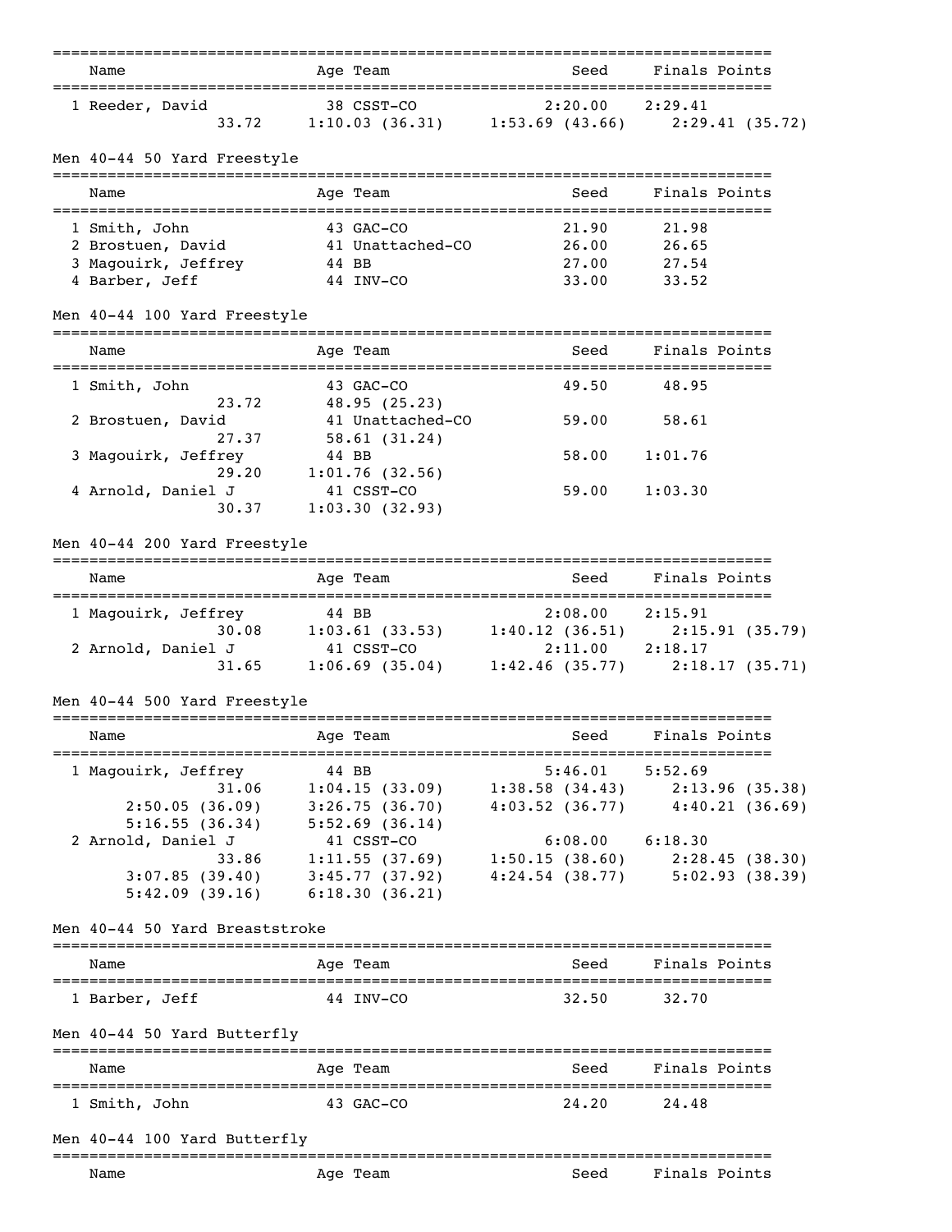| Name | Age | Team | Seed | Finals | Points |
|---|---|---|---|---|---|
| 1 Reeder, David | 38 | CSST-CO | 2:20.00 | 2:29.41 | |
| 33.72 | 1:10.03 (36.31) | 1:53.69 (43.66) | 2:29.41 (35.72) | | |

## Men 40-44 50 Yard Freestyle

| Name | Age | Team | Seed | Finals | Points |
|---|---|---|---|---|---|
| 1 Smith, John | 43 | GAC-CO | 21.90 | 21.98 | |
| 2 Brostuen, David | 41 | Unattached-CO | 26.00 | 26.65 | |
| 3 Magouirk, Jeffrey | 44 | BB | 27.00 | 27.54 | |
| 4 Barber, Jeff | 44 | INV-CO | 33.00 | 33.52 | |

## Men 40-44 100 Yard Freestyle

| Name | Age | Team | Seed | Finals | Points |
|---|---|---|---|---|---|
| 1 Smith, John | 43 | GAC-CO | 49.50 | 48.95 | |
| 23.72 | 48.95 (25.23) | | | | |
| 2 Brostuen, David | 41 | Unattached-CO | 59.00 | 58.61 | |
| 27.37 | 58.61 (31.24) | | | | |
| 3 Magouirk, Jeffrey | 44 | BB | 58.00 | 1:01.76 | |
| 29.20 | 1:01.76 (32.56) | | | | |
| 4 Arnold, Daniel J | 41 | CSST-CO | 59.00 | 1:03.30 | |
| 30.37 | 1:03.30 (32.93) | | | | |

## Men 40-44 200 Yard Freestyle

| Name | Age | Team | Seed | Finals | Points |
|---|---|---|---|---|---|
| 1 Magouirk, Jeffrey | 44 | BB | 2:08.00 | 2:15.91 | |
| 30.08 | 1:03.61 (33.53) | 1:40.12 (36.51) | 2:15.91 (35.79) | | |
| 2 Arnold, Daniel J | 41 | CSST-CO | 2:11.00 | 2:18.17 | |
| 31.65 | 1:06.69 (35.04) | 1:42.46 (35.77) | 2:18.17 (35.71) | | |

## Men 40-44 500 Yard Freestyle

| Name | Age | Team | Seed | Finals | Points |
|---|---|---|---|---|---|
| 1 Magouirk, Jeffrey | 44 | BB | 5:46.01 | 5:52.69 | |
| 31.06 | 1:04.15 (33.09) | 1:38.58 (34.43) | 2:13.96 (35.38) | | |
| 2:50.05 (36.09) | 3:26.75 (36.70) | 4:03.52 (36.77) | 4:40.21 (36.69) | | |
| 5:16.55 (36.34) | 5:52.69 (36.14) | | | | |
| 2 Arnold, Daniel J | 41 | CSST-CO | 6:08.00 | 6:18.30 | |
| 33.86 | 1:11.55 (37.69) | 1:50.15 (38.60) | 2:28.45 (38.30) | | |
| 3:07.85 (39.40) | 3:45.77 (37.92) | 4:24.54 (38.77) | 5:02.93 (38.39) | | |
| 5:42.09 (39.16) | 6:18.30 (36.21) | | | | |

## Men 40-44 50 Yard Breaststroke

| Name | Age | Team | Seed | Finals | Points |
|---|---|---|---|---|---|
| 1 Barber, Jeff | 44 | INV-CO | 32.50 | 32.70 | |

## Men 40-44 50 Yard Butterfly

| Name | Age | Team | Seed | Finals | Points |
|---|---|---|---|---|---|
| 1 Smith, John | 43 | GAC-CO | 24.20 | 24.48 | |

## Men 40-44 100 Yard Butterfly

| Name | Age | Team | Seed | Finals | Points |
|---|---|---|---|---|---|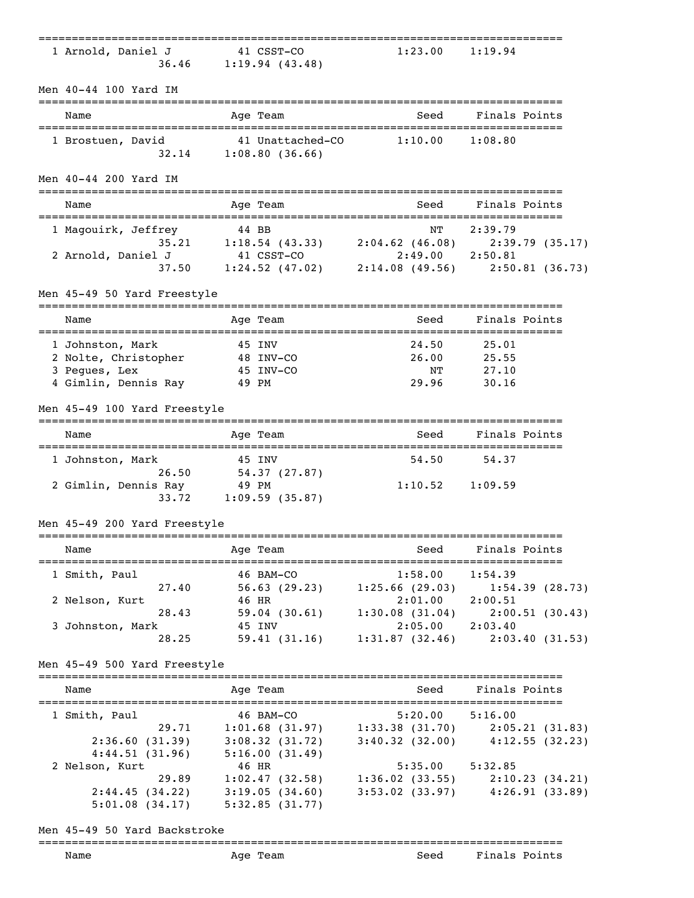| Name | Age | Team | Seed | Finals | Points |
|---|---|---|---|---|---|
| 1 Arnold, Daniel J | 41 | CSST-CO | 1:23.00 | 1:19.94 | |
| 36.46 | 1:19.94 (43.48) | | | | |

## Men 40-44 100 Yard IM

| Name | Age | Team | Seed | Finals | Points |
|---|---|---|---|---|---|
| 1 Brostuen, David | 41 | Unattached-CO | 1:10.00 | 1:08.80 | |
| 32.14 | 1:08.80 (36.66) | | | | |

## Men 40-44 200 Yard IM

| Name | Age | Team | Seed | Finals | Points |
|---|---|---|---|---|---|
| 1 Magouirk, Jeffrey | 44 | BB | NT | 2:39.79 | |
| 35.21 | 1:18.54 (43.33) | 2:04.62 (46.08) | 2:39.79 (35.17) | | |
| 2 Arnold, Daniel J | 41 | CSST-CO | 2:49.00 | 2:50.81 | |
| 37.50 | 1:24.52 (47.02) | 2:14.08 (49.56) | 2:50.81 (36.73) | | |

## Men 45-49 50 Yard Freestyle

| Name | Age | Team | Seed | Finals | Points |
|---|---|---|---|---|---|
| 1 Johnston, Mark | 45 | INV | 24.50 | 25.01 | |
| 2 Nolte, Christopher | 48 | INV-CO | 26.00 | 25.55 | |
| 3 Pegues, Lex | 45 | INV-CO | NT | 27.10 | |
| 4 Gimlin, Dennis Ray | 49 | PM | 29.96 | 30.16 | |

## Men 45-49 100 Yard Freestyle

| Name | Age | Team | Seed | Finals | Points |
|---|---|---|---|---|---|
| 1 Johnston, Mark | 45 | INV | 54.50 | 54.37 | |
| 26.50 | 54.37 (27.87) | | | | |
| 2 Gimlin, Dennis Ray | 49 | PM | 1:10.52 | 1:09.59 | |
| 33.72 | 1:09.59 (35.87) | | | | |

## Men 45-49 200 Yard Freestyle

| Name | Age | Team | Seed | Finals | Points |
|---|---|---|---|---|---|
| 1 Smith, Paul | 46 | BAM-CO | 1:58.00 | 1:54.39 | |
| 27.40 | 56.63 (29.23) | 1:25.66 (29.03) | 1:54.39 (28.73) | | |
| 2 Nelson, Kurt | 46 | HR | 2:01.00 | 2:00.51 | |
| 28.43 | 59.04 (30.61) | 1:30.08 (31.04) | 2:00.51 (30.43) | | |
| 3 Johnston, Mark | 45 | INV | 2:05.00 | 2:03.40 | |
| 28.25 | 59.41 (31.16) | 1:31.87 (32.46) | 2:03.40 (31.53) | | |

## Men 45-49 500 Yard Freestyle

| Name | Age | Team | Seed | Finals | Points |
|---|---|---|---|---|---|
| 1 Smith, Paul | 46 | BAM-CO | 5:20.00 | 5:16.00 | |
| 29.71 | 1:01.68 (31.97) | 1:33.38 (31.70) | 2:05.21 (31.83) | | |
| 2:36.60 (31.39) | 3:08.32 (31.72) | 3:40.32 (32.00) | 4:12.55 (32.23) | | |
| 4:44.51 (31.96) | 5:16.00 (31.49) | | | | |
| 2 Nelson, Kurt | 46 | HR | 5:35.00 | 5:32.85 | |
| 29.89 | 1:02.47 (32.58) | 1:36.02 (33.55) | 2:10.23 (34.21) | | |
| 2:44.45 (34.22) | 3:19.05 (34.60) | 3:53.02 (33.97) | 4:26.91 (33.89) | | |
| 5:01.08 (34.17) | 5:32.85 (31.77) | | | | |

## Men 45-49 50 Yard Backstroke

| Name | Age | Team | Seed | Finals | Points |
|---|---|---|---|---|---|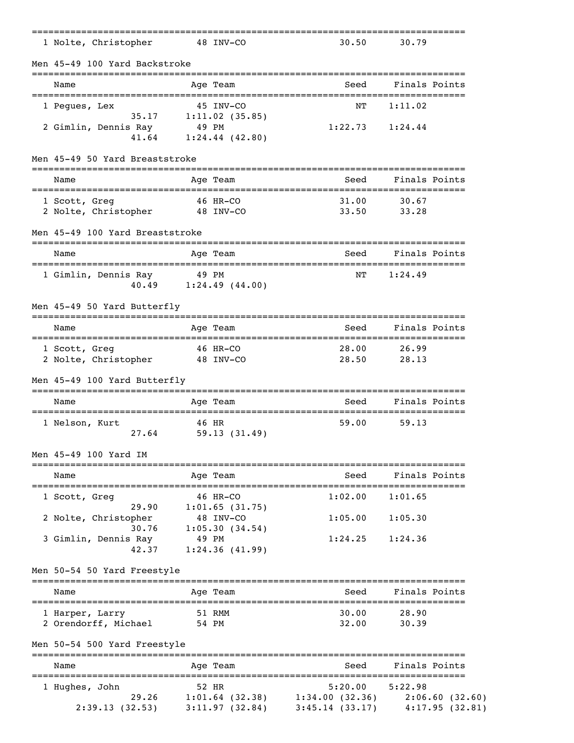| Name | Age | Team | Seed | Finals | Points |
|---|---|---|---|---|---|
| 1 Nolte, Christopher | 48 | INV-CO | 30.50 | 30.79 | |

## Men 45-49 100 Yard Backstroke

| Name | Age | Team | Seed | Finals | Points |
|---|---|---|---|---|---|
| 1 Pegues, Lex | 45 | INV-CO | NT | 1:11.02 | |
| 35.17 1:11.02 (35.85) | | | | | |
| 2 Gimlin, Dennis Ray | 49 | PM | 1:22.73 | 1:24.44 | |
| 41.64 1:24.44 (42.80) | | | | | |

## Men 45-49 50 Yard Breaststroke

| Name | Age | Team | Seed | Finals | Points |
|---|---|---|---|---|---|
| 1 Scott, Greg | 46 | HR-CO | 31.00 | 30.67 | |
| 2 Nolte, Christopher | 48 | INV-CO | 33.50 | 33.28 | |

## Men 45-49 100 Yard Breaststroke

| Name | Age | Team | Seed | Finals | Points |
|---|---|---|---|---|---|
| 1 Gimlin, Dennis Ray | 49 | PM | NT | 1:24.49 | |
| 40.49 1:24.49 (44.00) | | | | | |

## Men 45-49 50 Yard Butterfly

| Name | Age | Team | Seed | Finals | Points |
|---|---|---|---|---|---|
| 1 Scott, Greg | 46 | HR-CO | 28.00 | 26.99 | |
| 2 Nolte, Christopher | 48 | INV-CO | 28.50 | 28.13 | |

## Men 45-49 100 Yard Butterfly

| Name | Age | Team | Seed | Finals | Points |
|---|---|---|---|---|---|
| 1 Nelson, Kurt | 46 | HR | 59.00 | 59.13 | |
| 27.64 59.13 (31.49) | | | | | |

## Men 45-49 100 Yard IM

| Name | Age | Team | Seed | Finals | Points |
|---|---|---|---|---|---|
| 1 Scott, Greg | 46 | HR-CO | 1:02.00 | 1:01.65 | |
| 29.90 1:01.65 (31.75) | | | | | |
| 2 Nolte, Christopher | 48 | INV-CO | 1:05.00 | 1:05.30 | |
| 30.76 1:05.30 (34.54) | | | | | |
| 3 Gimlin, Dennis Ray | 49 | PM | 1:24.25 | 1:24.36 | |
| 42.37 1:24.36 (41.99) | | | | | |

## Men 50-54 50 Yard Freestyle

| Name | Age | Team | Seed | Finals | Points |
|---|---|---|---|---|---|
| 1 Harper, Larry | 51 | RMM | 30.00 | 28.90 | |
| 2 Orendorff, Michael | 54 | PM | 32.00 | 30.39 | |

## Men 50-54 500 Yard Freestyle

| Name | Age | Team | Seed | Finals | Points |
|---|---|---|---|---|---|
| 1 Hughes, John | 52 | HR | 5:20.00 | 5:22.98 | |
| 29.26 1:01.64 (32.38) 1:34.00 (32.36) 2:06.60 (32.60) | | | | | |
| 2:39.13 (32.53) 3:11.97 (32.84) 3:45.14 (33.17) 4:17.95 (32.81) | | | | | |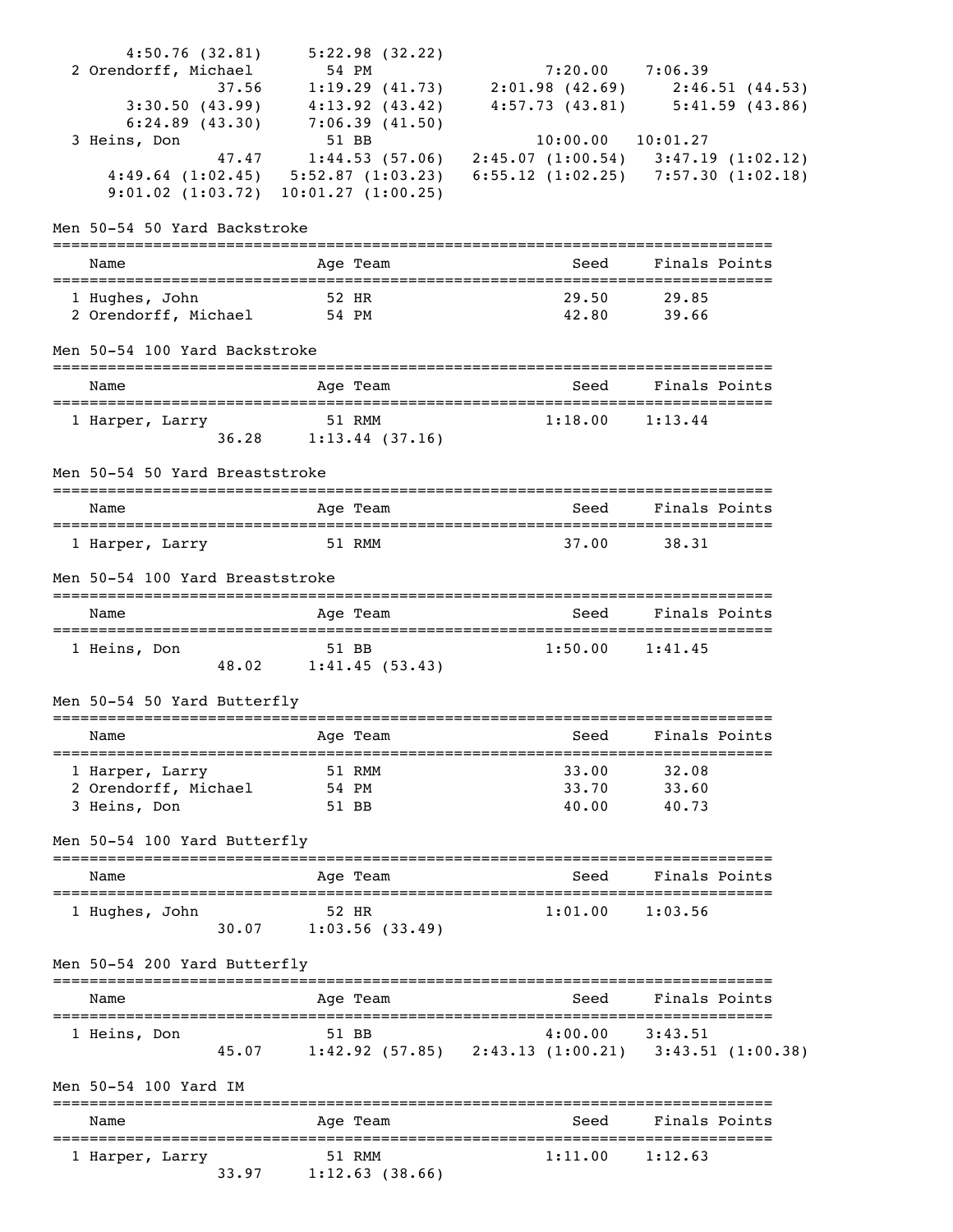| Name | Age | Team | Seed | Finals | Points |
|---|---|---|---|---|---|
| | | | | | |

4:50.76 (32.81)  5:22.98 (32.22)

| Name | Age | Team | Seed | Finals | Points |
|---|---|---|---|---|---|
| 2 Orendorff, Michael | 54 | PM | 7:20.00 | 7:06.39 | |

37.56  1:19.29 (41.73)  2:01.98 (42.69)  2:46.51 (44.53)
3:30.50 (43.99)  4:13.92 (43.42)  4:57.73 (43.81)  5:41.59 (43.86)
6:24.89 (43.30)  7:06.39 (41.50)

| Name | Age | Team | Seed | Finals | Points |
|---|---|---|---|---|---|
| 3 Heins, Don | 51 | BB | 10:00.00 | 10:01.27 | |

47.47  1:44.53 (57.06)  2:45.07 (1:00.54)  3:47.19 (1:02.12)
4:49.64 (1:02.45)  5:52.87 (1:03.23)  6:55.12 (1:02.25)  7:57.30 (1:02.18)
9:01.02 (1:03.72)  10:01.27 (1:00.25)

## Men 50-54 50 Yard Backstroke

| Name | Age | Team | Seed | Finals | Points |
|---|---|---|---|---|---|
| 1 Hughes, John | 52 | HR | 29.50 | 29.85 | |
| 2 Orendorff, Michael | 54 | PM | 42.80 | 39.66 | |

## Men 50-54 100 Yard Backstroke

| Name | Age | Team | Seed | Finals | Points |
|---|---|---|---|---|---|
| 1 Harper, Larry | 51 | RMM | 1:18.00 | 1:13.44 | |

36.28  1:13.44 (37.16)

## Men 50-54 50 Yard Breaststroke

| Name | Age | Team | Seed | Finals | Points |
|---|---|---|---|---|---|
| 1 Harper, Larry | 51 | RMM | 37.00 | 38.31 | |

## Men 50-54 100 Yard Breaststroke

| Name | Age | Team | Seed | Finals | Points |
|---|---|---|---|---|---|
| 1 Heins, Don | 51 | BB | 1:50.00 | 1:41.45 | |

48.02  1:41.45 (53.43)

## Men 50-54 50 Yard Butterfly

| Name | Age | Team | Seed | Finals | Points |
|---|---|---|---|---|---|
| 1 Harper, Larry | 51 | RMM | 33.00 | 32.08 | |
| 2 Orendorff, Michael | 54 | PM | 33.70 | 33.60 | |
| 3 Heins, Don | 51 | BB | 40.00 | 40.73 | |

## Men 50-54 100 Yard Butterfly

| Name | Age | Team | Seed | Finals | Points |
|---|---|---|---|---|---|
| 1 Hughes, John | 52 | HR | 1:01.00 | 1:03.56 | |

30.07  1:03.56 (33.49)

## Men 50-54 200 Yard Butterfly

| Name | Age | Team | Seed | Finals | Points |
|---|---|---|---|---|---|
| 1 Heins, Don | 51 | BB | 4:00.00 | 3:43.51 | |

45.07  1:42.92 (57.85)  2:43.13 (1:00.21)  3:43.51 (1:00.38)

## Men 50-54 100 Yard IM

| Name | Age | Team | Seed | Finals | Points |
|---|---|---|---|---|---|
| 1 Harper, Larry | 51 | RMM | 1:11.00 | 1:12.63 | |

33.97  1:12.63 (38.66)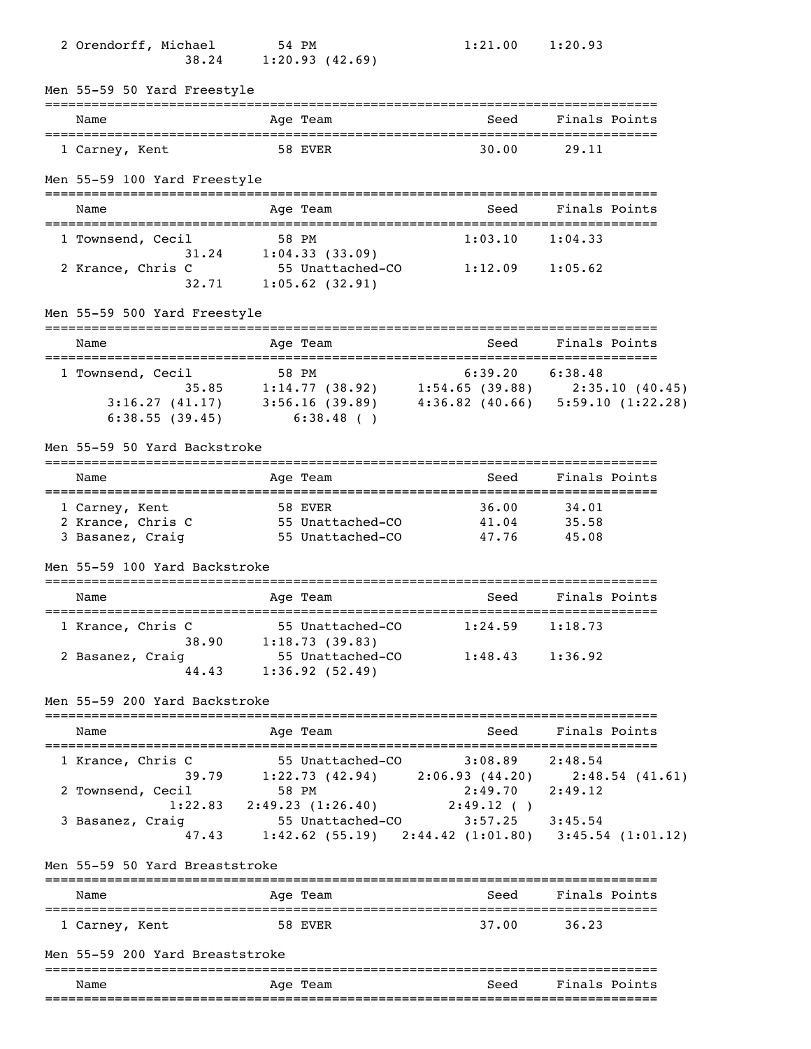2 Orendorff, Michael 54 PM 1:21.00 1:20.93
38.24 1:20.93 (42.69)

## Men 55-59 50 Yard Freestyle

| Name | Age | Team | Seed | Finals | Points |
|---|---|---|---|---|---|
| 1 Carney, Kent | 58 | EVER | 30.00 | 29.11 | |

## Men 55-59 100 Yard Freestyle

| Name | Age | Team | Seed | Finals | Points |
|---|---|---|---|---|---|
| 1 Townsend, Cecil | 58 | PM | 1:03.10 | 1:04.33 | |
| 31.24 &nbsp; 1:04.33 (33.09) | | | | | |
| 2 Krance, Chris C | 55 | Unattached-CO | 1:12.09 | 1:05.62 | |
| 32.71 &nbsp; 1:05.62 (32.91) | | | | | |

## Men 55-59 500 Yard Freestyle

| Name | Age | Team | Seed | Finals | Points |
|---|---|---|---|---|---|
| 1 Townsend, Cecil | 58 | PM | 6:39.20 | 6:38.48 | |
| 35.85 &nbsp; 1:14.77 (38.92) &nbsp; 1:54.65 (39.88) &nbsp; 2:35.10 (40.45) | | | | | |
| 3:16.27 (41.17) &nbsp; 3:56.16 (39.89) &nbsp; 4:36.82 (40.66) &nbsp; 5:59.10 (1:22.28) | | | | | |
| 6:38.55 (39.45) &nbsp; 6:38.48 ( ) | | | | | |

## Men 55-59 50 Yard Backstroke

| Name | Age | Team | Seed | Finals | Points |
|---|---|---|---|---|---|
| 1 Carney, Kent | 58 | EVER | 36.00 | 34.01 | |
| 2 Krance, Chris C | 55 | Unattached-CO | 41.04 | 35.58 | |
| 3 Basanez, Craig | 55 | Unattached-CO | 47.76 | 45.08 | |

## Men 55-59 100 Yard Backstroke

| Name | Age | Team | Seed | Finals | Points |
|---|---|---|---|---|---|
| 1 Krance, Chris C | 55 | Unattached-CO | 1:24.59 | 1:18.73 | |
| 38.90 &nbsp; 1:18.73 (39.83) | | | | | |
| 2 Basanez, Craig | 55 | Unattached-CO | 1:48.43 | 1:36.92 | |
| 44.43 &nbsp; 1:36.92 (52.49) | | | | | |

## Men 55-59 200 Yard Backstroke

| Name | Age | Team | Seed | Finals | Points |
|---|---|---|---|---|---|
| 1 Krance, Chris C | 55 | Unattached-CO | 3:08.89 | 2:48.54 | |
| 39.79 &nbsp; 1:22.73 (42.94) &nbsp; 2:06.93 (44.20) &nbsp; 2:48.54 (41.61) | | | | | |
| 2 Townsend, Cecil | 58 | PM | 2:49.70 | 2:49.12 | |
| 1:22.83 &nbsp; 2:49.23 (1:26.40) &nbsp; 2:49.12 ( ) | | | | | |
| 3 Basanez, Craig | 55 | Unattached-CO | 3:57.25 | 3:45.54 | |
| 47.43 &nbsp; 1:42.62 (55.19) &nbsp; 2:44.42 (1:01.80) &nbsp; 3:45.54 (1:01.12) | | | | | |

## Men 55-59 50 Yard Breaststroke

| Name | Age | Team | Seed | Finals | Points |
|---|---|---|---|---|---|
| 1 Carney, Kent | 58 | EVER | 37.00 | 36.23 | |

## Men 55-59 200 Yard Breaststroke

| Name | Age | Team | Seed | Finals | Points |
|---|---|---|---|---|---|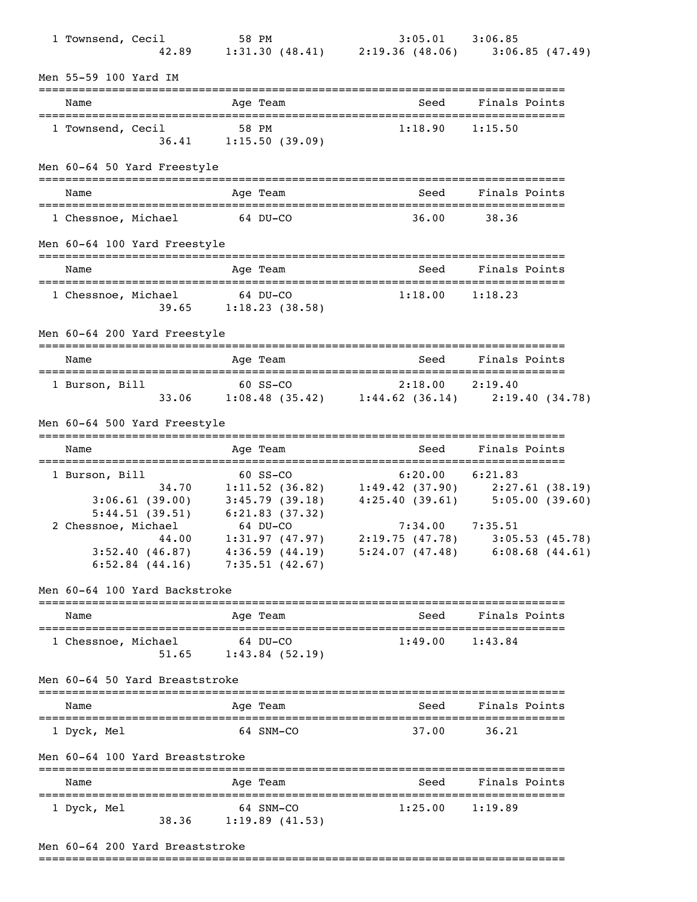```
  1 Townsend, Cecil          58 PM                    3:05.01    3:06.85
                 42.89     1:31.30 (48.41)     2:19.36 (48.06)     3:06.85 (47.49)
```

## Men 55-59 100 Yard IM

```
===============================================================================
    Name                    Age Team                    Seed    Finals Points
===============================================================================
  1 Townsend, Cecil          58 PM                    1:18.90    1:15.50
                 36.41     1:15.50 (39.09)
```

## Men 60-64 50 Yard Freestyle

```
===============================================================================
    Name                    Age Team                    Seed    Finals Points
===============================================================================
  1 Chessnoe, Michael        64 DU-CO                   36.00      38.36
```

## Men 60-64 100 Yard Freestyle

```
===============================================================================
    Name                    Age Team                    Seed    Finals Points
===============================================================================
  1 Chessnoe, Michael        64 DU-CO                 1:18.00    1:18.23
                 39.65     1:18.23 (38.58)
```

## Men 60-64 200 Yard Freestyle

```
===============================================================================
    Name                    Age Team                    Seed    Finals Points
===============================================================================
  1 Burson, Bill             60 SS-CO                 2:18.00    2:19.40
                 33.06     1:08.48 (35.42)     1:44.62 (36.14)     2:19.40 (34.78)
```

## Men 60-64 500 Yard Freestyle

```
===============================================================================
    Name                    Age Team                    Seed    Finals Points
===============================================================================
  1 Burson, Bill             60 SS-CO                 6:20.00    6:21.83
                 34.70     1:11.52 (36.82)     1:49.42 (37.90)     2:27.61 (38.19)
       3:06.61 (39.00)     3:45.79 (39.18)     4:25.40 (39.61)     5:05.00 (39.60)
       5:44.51 (39.51)     6:21.83 (37.32)
  2 Chessnoe, Michael        64 DU-CO                 7:34.00    7:35.51
                 44.00     1:31.97 (47.97)     2:19.75 (47.78)     3:05.53 (45.78)
       3:52.40 (46.87)     4:36.59 (44.19)     5:24.07 (47.48)     6:08.68 (44.61)
       6:52.84 (44.16)     7:35.51 (42.67)
```

## Men 60-64 100 Yard Backstroke

```
===============================================================================
    Name                    Age Team                    Seed    Finals Points
===============================================================================
  1 Chessnoe, Michael        64 DU-CO                 1:49.00    1:43.84
                 51.65     1:43.84 (52.19)
```

## Men 60-64 50 Yard Breaststroke

```
===============================================================================
    Name                    Age Team                    Seed    Finals Points
===============================================================================
  1 Dyck, Mel                64 SNM-CO                  37.00      36.21
```

## Men 60-64 100 Yard Breaststroke

```
===============================================================================
    Name                    Age Team                    Seed    Finals Points
===============================================================================
  1 Dyck, Mel                64 SNM-CO                1:25.00    1:19.89
                 38.36     1:19.89 (41.53)
```

## Men 60-64 200 Yard Breaststroke

```
===============================================================================
```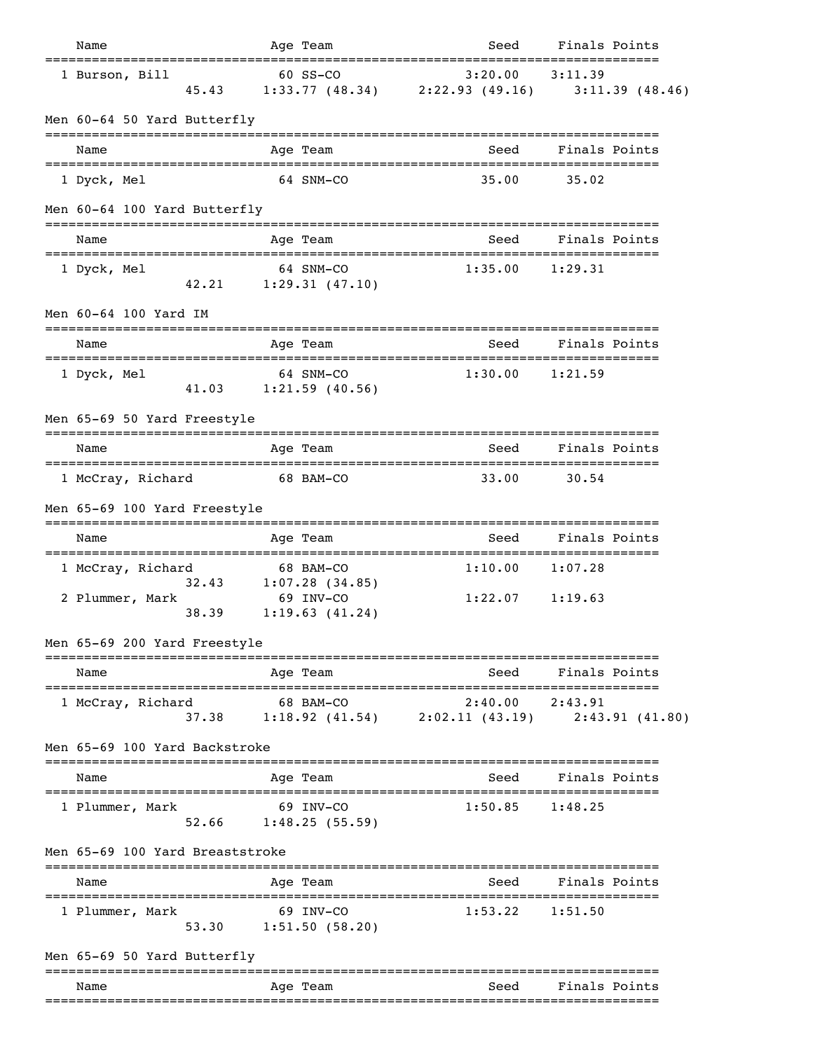| Name | Age | Team | Seed | Finals | Points |
|---|---|---|---|---|---|
| 1 Burson, Bill | 60 | SS-CO | 3:20.00 | 3:11.39 | |
| 45.43 | 1:33.77 (48.34) | 2:22.93 (49.16) | 3:11.39 (48.46) | | |

## Men 60-64 50 Yard Butterfly

| Name | Age | Team | Seed | Finals | Points |
|---|---|---|---|---|---|
| 1 Dyck, Mel | 64 | SNM-CO | 35.00 | 35.02 | |

## Men 60-64 100 Yard Butterfly

| Name | Age | Team | Seed | Finals | Points |
|---|---|---|---|---|---|
| 1 Dyck, Mel | 64 | SNM-CO | 1:35.00 | 1:29.31 | |
| 42.21 | 1:29.31 (47.10) | | | | |

## Men 60-64 100 Yard IM

| Name | Age | Team | Seed | Finals | Points |
|---|---|---|---|---|---|
| 1 Dyck, Mel | 64 | SNM-CO | 1:30.00 | 1:21.59 | |
| 41.03 | 1:21.59 (40.56) | | | | |

## Men 65-69 50 Yard Freestyle

| Name | Age | Team | Seed | Finals | Points |
|---|---|---|---|---|---|
| 1 McCray, Richard | 68 | BAM-CO | 33.00 | 30.54 | |

## Men 65-69 100 Yard Freestyle

| Name | Age | Team | Seed | Finals | Points |
|---|---|---|---|---|---|
| 1 McCray, Richard | 68 | BAM-CO | 1:10.00 | 1:07.28 | |
| 32.43 | 1:07.28 (34.85) | | | | |
| 2 Plummer, Mark | 69 | INV-CO | 1:22.07 | 1:19.63 | |
| 38.39 | 1:19.63 (41.24) | | | | |

## Men 65-69 200 Yard Freestyle

| Name | Age | Team | Seed | Finals | Points |
|---|---|---|---|---|---|
| 1 McCray, Richard | 68 | BAM-CO | 2:40.00 | 2:43.91 | |
| 37.38 | 1:18.92 (41.54) | 2:02.11 (43.19) | 2:43.91 (41.80) | | |

## Men 65-69 100 Yard Backstroke

| Name | Age | Team | Seed | Finals | Points |
|---|---|---|---|---|---|
| 1 Plummer, Mark | 69 | INV-CO | 1:50.85 | 1:48.25 | |
| 52.66 | 1:48.25 (55.59) | | | | |

## Men 65-69 100 Yard Breaststroke

| Name | Age | Team | Seed | Finals | Points |
|---|---|---|---|---|---|
| 1 Plummer, Mark | 69 | INV-CO | 1:53.22 | 1:51.50 | |
| 53.30 | 1:51.50 (58.20) | | | | |

## Men 65-69 50 Yard Butterfly

| Name | Age | Team | Seed | Finals | Points |
|---|---|---|---|---|---|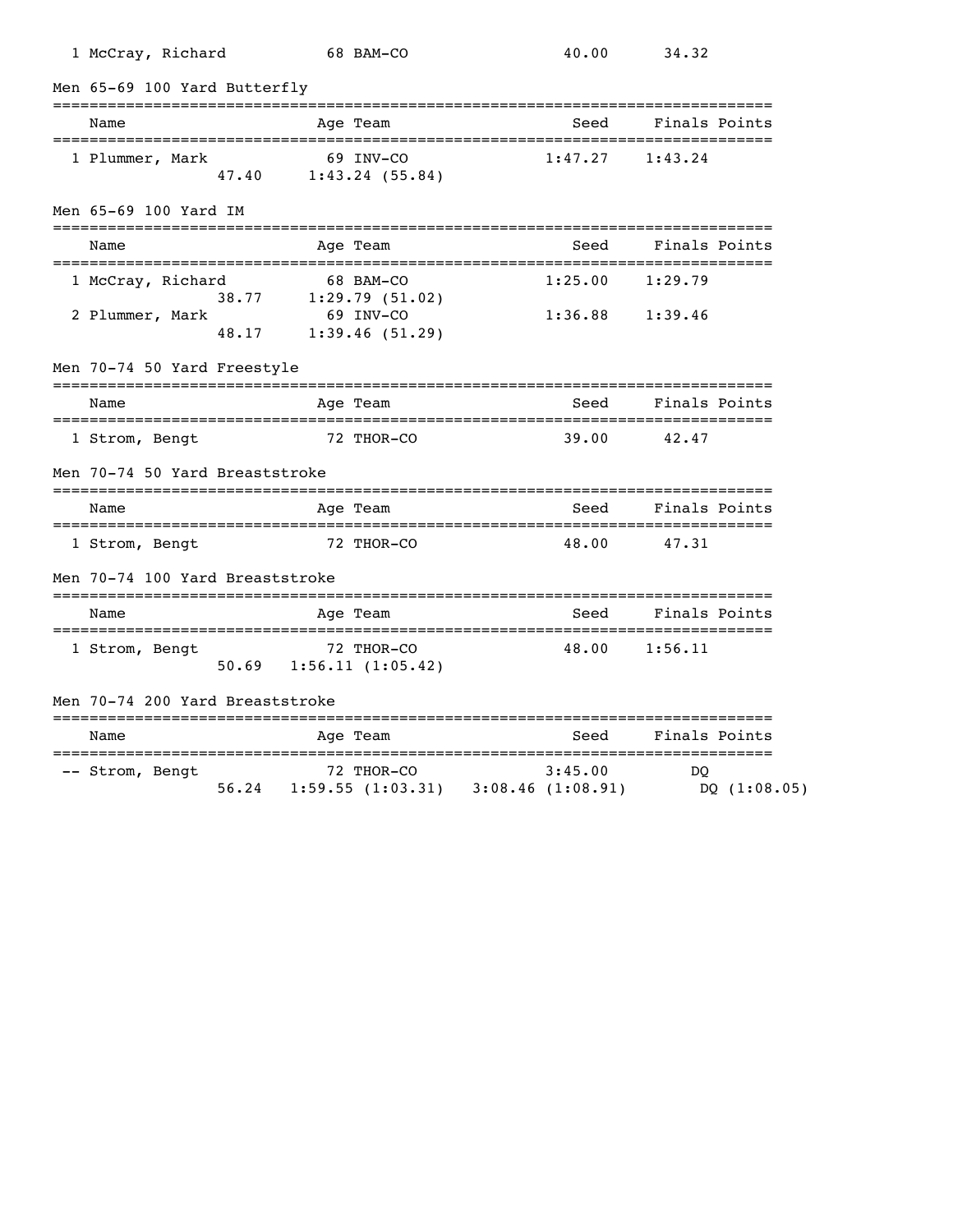| Name | Age | Team | Seed | Finals | Points |
|---|---|---|---|---|---|
| 1 McCray, Richard | 68 | BAM-CO | 40.00 | 34.32 | |

### Men 65-69 100 Yard Butterfly

| Name | Age | Team | Seed | Finals | Points |
|---|---|---|---|---|---|
| 1 Plummer, Mark | 69 | INV-CO | 1:47.27 | 1:43.24 | |
| 47.40 | 1:43.24 (55.84) | | | | |

### Men 65-69 100 Yard IM

| Name | Age | Team | Seed | Finals | Points |
|---|---|---|---|---|---|
| 1 McCray, Richard | 68 | BAM-CO | 1:25.00 | 1:29.79 | |
| 38.77 | 1:29.79 (51.02) | | | | |
| 2 Plummer, Mark | 69 | INV-CO | 1:36.88 | 1:39.46 | |
| 48.17 | 1:39.46 (51.29) | | | | |

### Men 70-74 50 Yard Freestyle

| Name | Age | Team | Seed | Finals | Points |
|---|---|---|---|---|---|
| 1 Strom, Bengt | 72 | THOR-CO | 39.00 | 42.47 | |

### Men 70-74 50 Yard Breaststroke

| Name | Age | Team | Seed | Finals | Points |
|---|---|---|---|---|---|
| 1 Strom, Bengt | 72 | THOR-CO | 48.00 | 47.31 | |

### Men 70-74 100 Yard Breaststroke

| Name | Age | Team | Seed | Finals | Points |
|---|---|---|---|---|---|
| 1 Strom, Bengt | 72 | THOR-CO | 48.00 | 1:56.11 | |
| 50.69 | 1:56.11 (1:05.42) | | | | |

### Men 70-74 200 Yard Breaststroke

| Name | Age | Team | Seed | Finals | Points |
|---|---|---|---|---|---|
| -- Strom, Bengt | 72 | THOR-CO | 3:45.00 | DQ | |
| 56.24 | 1:59.55 (1:03.31) | 3:08.46 (1:08.91) | | DQ (1:08.05) | |